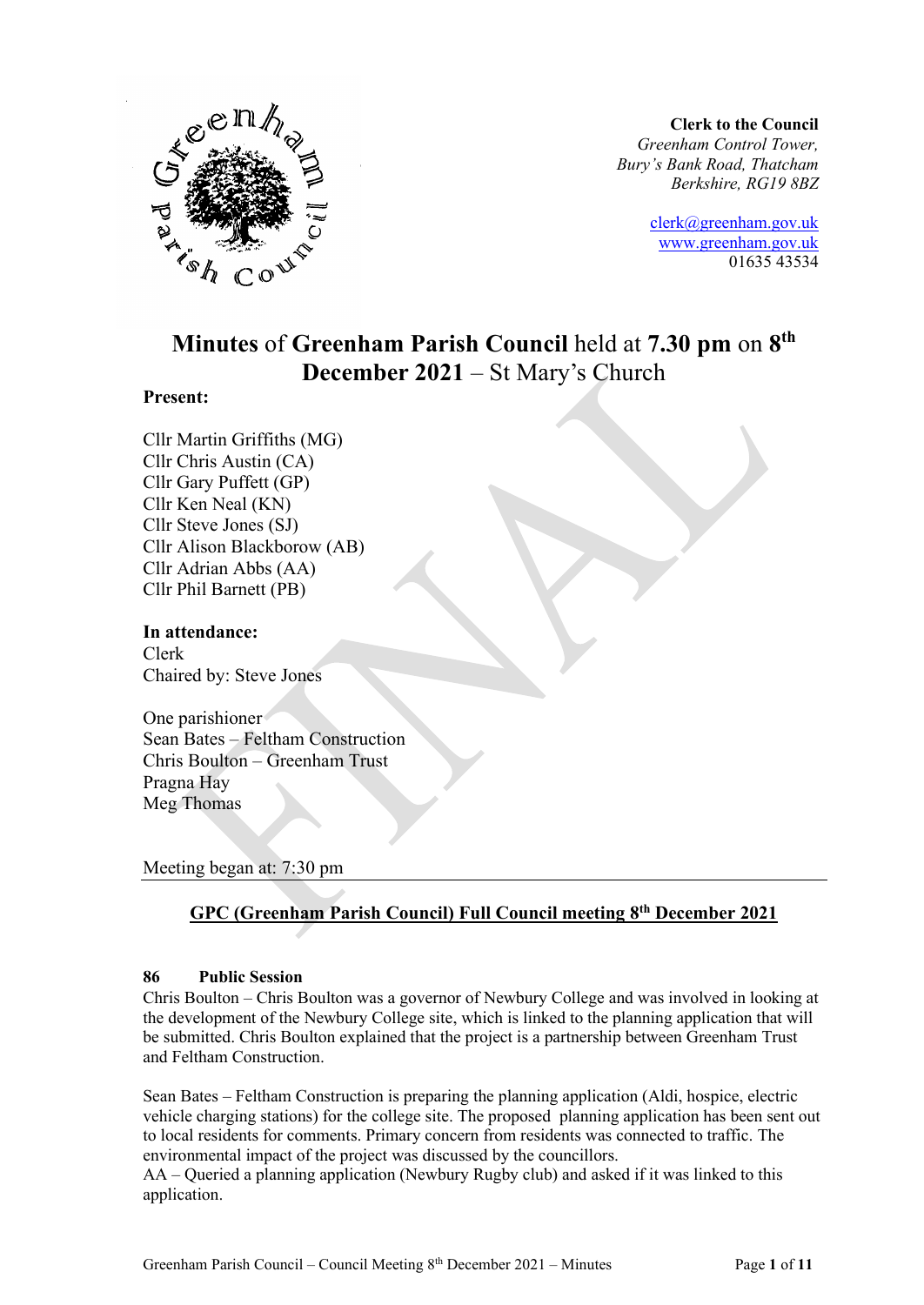**Clerk to the Council**
*Greenham Control Tower,*
*Bury's Bank Road, Thatcham*
*Berkshire, RG19 8BZ*

clerk@greenham.gov.uk
www.greenham.gov.uk
01635 43534

# Minutes of Greenham Parish Council held at 7.30 pm on 8th December 2021 – St Mary's Church

**Present:**

Cllr Martin Griffiths (MG)
Cllr Chris Austin (CA)
Cllr Gary Puffett (GP)
Cllr Ken Neal (KN)
Cllr Steve Jones (SJ)
Cllr Alison Blackborow (AB)
Cllr Adrian Abbs (AA)
Cllr Phil Barnett (PB)

**In attendance:**
Clerk
Chaired by: Steve Jones

One parishioner
Sean Bates – Feltham Construction
Chris Boulton – Greenham Trust
Pragna Hay
Meg Thomas

Meeting began at: 7:30 pm

---

## GPC (Greenham Parish Council) Full Council meeting 8th December 2021

**86 Public Session**

Chris Boulton – Chris Boulton was a governor of Newbury College and was involved in looking at the development of the Newbury College site, which is linked to the planning application that will be submitted. Chris Boulton explained that the project is a partnership between Greenham Trust and Feltham Construction.

Sean Bates – Feltham Construction is preparing the planning application (Aldi, hospice, electric vehicle charging stations) for the college site. The proposed planning application has been sent out to local residents for comments. Primary concern from residents was connected to traffic. The environmental impact of the project was discussed by the councillors.
AA – Queried a planning application (Newbury Rugby club) and asked if it was linked to this application.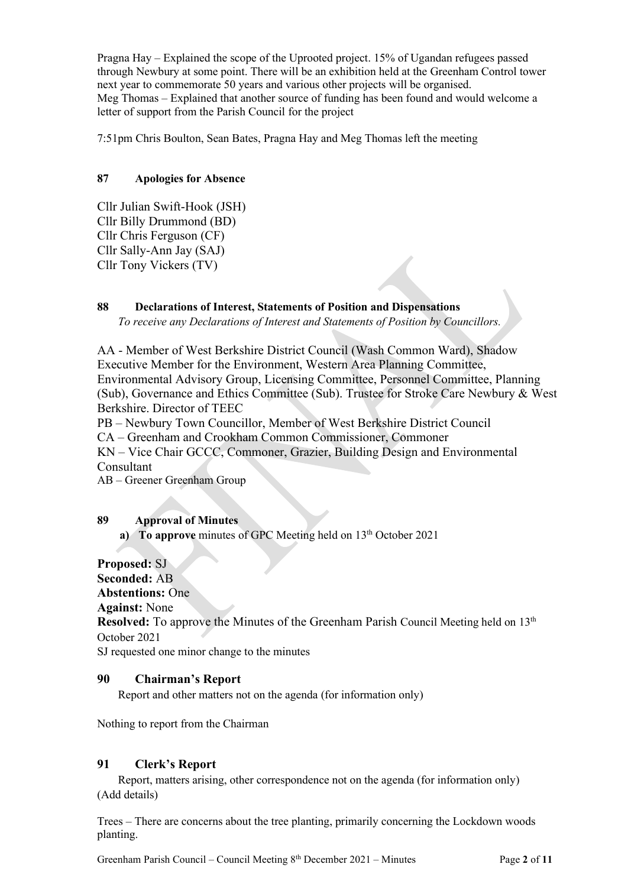Pragna Hay – Explained the scope of the Uprooted project. 15% of Ugandan refugees passed through Newbury at some point. There will be an exhibition held at the Greenham Control tower next year to commemorate 50 years and various other projects will be organised.
Meg Thomas – Explained that another source of funding has been found and would welcome a letter of support from the Parish Council for the project

7:51pm Chris Boulton, Sean Bates, Pragna Hay and Meg Thomas left the meeting

## 87 Apologies for Absence

Cllr Julian Swift-Hook (JSH)
Cllr Billy Drummond (BD)
Cllr Chris Ferguson (CF)
Cllr Sally-Ann Jay (SAJ)
Cllr Tony Vickers (TV)

## 88 Declarations of Interest, Statements of Position and Dispensations

*To receive any Declarations of Interest and Statements of Position by Councillors.*

AA - Member of West Berkshire District Council (Wash Common Ward), Shadow Executive Member for the Environment, Western Area Planning Committee, Environmental Advisory Group, Licensing Committee, Personnel Committee, Planning (Sub), Governance and Ethics Committee (Sub). Trustee for Stroke Care Newbury & West Berkshire. Director of TEEC
PB – Newbury Town Councillor, Member of West Berkshire District Council
CA – Greenham and Crookham Common Commissioner, Commoner
KN – Vice Chair GCCC, Commoner, Grazier, Building Design and Environmental Consultant
AB – Greener Greenham Group

## 89 Approval of Minutes

a) **To approve** minutes of GPC Meeting held on 13th October 2021

**Proposed:** SJ
**Seconded:** AB
**Abstentions:** One
**Against:** None
**Resolved:** To approve the Minutes of the Greenham Parish Council Meeting held on 13th October 2021
SJ requested one minor change to the minutes

## 90 Chairman's Report

Report and other matters not on the agenda (for information only)

Nothing to report from the Chairman

## 91 Clerk's Report

Report, matters arising, other correspondence not on the agenda (for information only)
(Add details)

Trees – There are concerns about the tree planting, primarily concerning the Lockdown woods planting.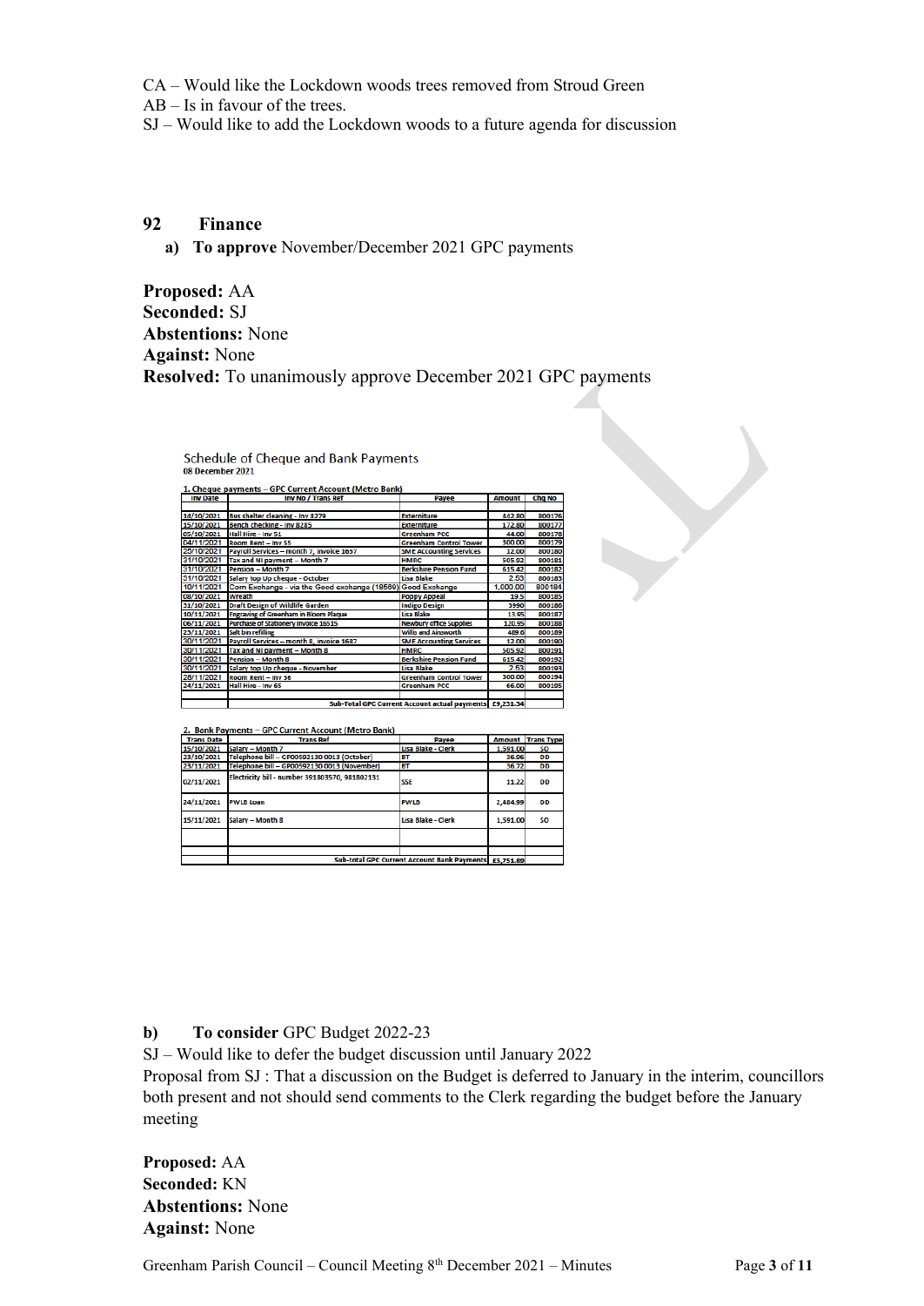CA – Would like the Lockdown woods trees removed from Stroud Green
AB – Is in favour of the trees.
SJ – Would like to add the Lockdown woods to a future agenda for discussion

## 92 Finance

**a) To approve** November/December 2021 GPC payments

**Proposed:** AA
**Seconded:** SJ
**Abstentions:** None
**Against:** None
**Resolved:** To unanimously approve December 2021 GPC payments

Schedule of Cheque and Bank Payments
**08 December 2021**

**1. Cheque payments – GPC Current Account (Metro Bank)**

| Inv Date | Inv No / Trans Ref | Payee | Amount | Chq No |
|---|---|---|---|---|
| 14/10/2021 | Bus shelter cleaning - Inv 8279 | Externiture | 442.80 | 800176 |
| 15/10/2021 | Bench checking - Inv 8285 | Externiture | 172.80 | 800177 |
| 05/10/2021 | Hall Hire - Inv 51 | Greenham PCC | 44.00 | 800178 |
| 04/11/2021 | Room Rent – Inv 55 | Greenham Control Tower | 300.00 | 800179 |
| 25/10/2021 | Payroll Services – month 7, invoice 1657 | SME Accounting Services | 12.00 | 800180 |
| 31/10/2021 | Tax and NI payment – Month 7 | HMRC | 505.92 | 800181 |
| 31/10/2021 | Pension – Month 7 | Berkshire Pension Fund | 615.42 | 800182 |
| 31/10/2021 | Salary top Up cheque - October | Lisa Blake | 2.53 | 800183 |
| 10/11/2021 | Com Exchange - via the Good exchange (18580) | Good Exchange | 1,000.00 | 800184 |
| 08/10/2021 | Wreath | Poppy Appeal | 19.5 | 800185 |
| 31/10/2021 | Draft Design of Wildlife Garden | Indigo Design | 3990 | 800186 |
| 10/11/2021 | Engraving of Greenham in Bloom Plaque | Lisa Blake | 13.95 | 800187 |
| 06/11/2021 | Purchase of Stationery invoice 16515 | Newbury office Supplies | 120.95 | 800188 |
| 23/11/2021 | Salt bin refilling | Willis and Ainsworth | 489.6 | 800189 |
| 30/11/2021 | Payroll Services – month 8, invoice 1687 | SME Accounting Services | 12.00 | 800190 |
| 30/11/2021 | Tax and NI payment – Month 8 | HMRC | 505.92 | 800191 |
| 30/11/2021 | Pension – Month 8 | Berkshire Pension Fund | 615.42 | 800192 |
| 30/11/2021 | Salary top Up cheque - November | Lisa Blake | 2.53 | 800193 |
| 28/11/2021 | Room Rent – Inv 56 | Greenham Control Tower | 300.00 | 800194 |
| 24/11/2021 | Hall Hire - Inv 65 | Greenham PCC | 66.00 | 800195 |
| | | Sub-Total GPC Current Account actual payments | £9,231.34 | |

**2. Bank Payments – GPC Current Account (Metro Bank)**

| Trans Date | Trans Ref | Payee | Amount | Trans Type |
|---|---|---|---|---|
| 15/10/2021 | Salary – Month 7 | Lisa Blake - Clerk | 1,591.00 | SO |
| 23/10/2021 | Telephone bill – GP00592130 0013 (October) | BT | 36.96 | DD |
| 23/11/2021 | Telephone bill – GP00592130 0013 (November) | BT | 36.72 | DD |
| 02/11/2021 | Electricity bill - number 391803570, 981802131 | SSE | 11.22 | DD |
| 24/11/2021 | PWLB Loan | PWLB | 2,484.99 | DD |
| 15/11/2021 | Salary – Month 8 | Lisa Blake - Clerk | 1,591.00 | SO |
| | | | | |
| | Sub-total GPC Current Account Bank Payments | | £5,751.89 | |

**b) To consider** GPC Budget 2022-23

SJ – Would like to defer the budget discussion until January 2022
Proposal from SJ : That a discussion on the Budget is deferred to January in the interim, councillors both present and not should send comments to the Clerk regarding the budget before the January meeting

**Proposed:** AA
**Seconded:** KN
**Abstentions:** None
**Against:** None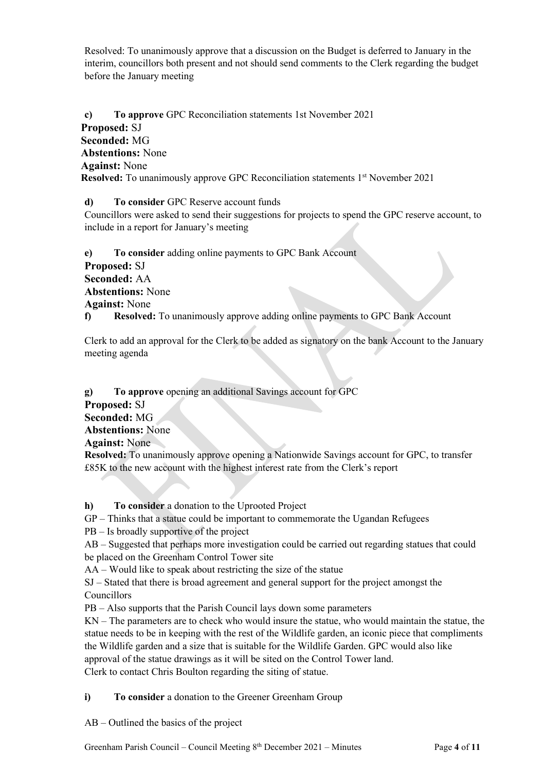Resolved: To unanimously approve that a discussion on the Budget is deferred to January in the interim, councillors both present and not should send comments to the Clerk regarding the budget before the January meeting

**c) To approve** GPC Reconciliation statements 1st November 2021

**Proposed:** SJ
**Seconded:** MG
**Abstentions:** None
**Against:** None
**Resolved:** To unanimously approve GPC Reconciliation statements 1st November 2021

**d) To consider** GPC Reserve account funds

Councillors were asked to send their suggestions for projects to spend the GPC reserve account, to include in a report for January's meeting

**e) To consider** adding online payments to GPC Bank Account

**Proposed:** SJ
**Seconded:** AA
**Abstentions:** None
**Against:** None

**f) Resolved:** To unanimously approve adding online payments to GPC Bank Account

Clerk to add an approval for the Clerk to be added as signatory on the bank Account to the January meeting agenda

**g) To approve** opening an additional Savings account for GPC

**Proposed:** SJ
**Seconded:** MG
**Abstentions:** None
**Against:** None
**Resolved:** To unanimously approve opening a Nationwide Savings account for GPC, to transfer £85K to the new account with the highest interest rate from the Clerk's report

**h) To consider** a donation to the Uprooted Project

GP – Thinks that a statue could be important to commemorate the Ugandan Refugees
PB – Is broadly supportive of the project
AB – Suggested that perhaps more investigation could be carried out regarding statues that could be placed on the Greenham Control Tower site
AA – Would like to speak about restricting the size of the statue
SJ – Stated that there is broad agreement and general support for the project amongst the Councillors
PB – Also supports that the Parish Council lays down some parameters
KN – The parameters are to check who would insure the statue, who would maintain the statue, the statue needs to be in keeping with the rest of the Wildlife garden, an iconic piece that compliments the Wildlife garden and a size that is suitable for the Wildlife Garden. GPC would also like approval of the statue drawings as it will be sited on the Control Tower land.
Clerk to contact Chris Boulton regarding the siting of statue.

**i) To consider** a donation to the Greener Greenham Group

AB – Outlined the basics of the project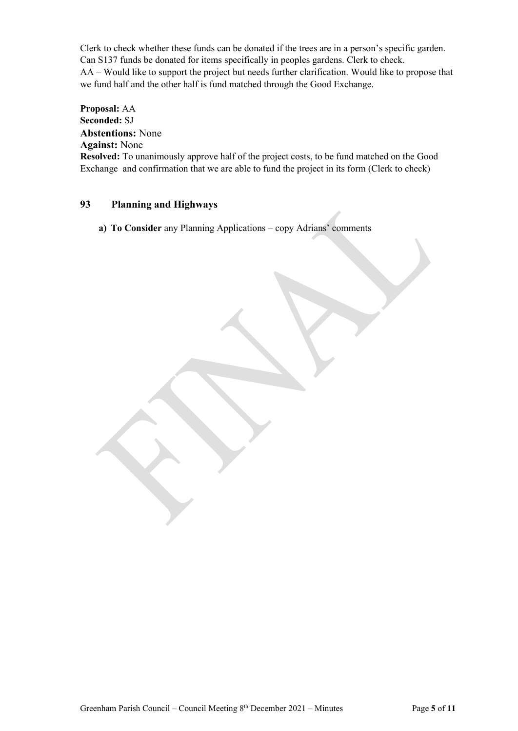Clerk to check whether these funds can be donated if the trees are in a person's specific garden. Can S137 funds be donated for items specifically in peoples gardens. Clerk to check.
AA – Would like to support the project but needs further clarification. Would like to propose that we fund half and the other half is fund matched through the Good Exchange.

**Proposal:** AA
**Seconded:** SJ
**Abstentions:** None
**Against:** None
**Resolved:** To unanimously approve half of the project costs, to be fund matched on the Good Exchange and confirmation that we are able to fund the project in its form (Clerk to check)

## 93 Planning and Highways

a) **To Consider** any Planning Applications – copy Adrians' comments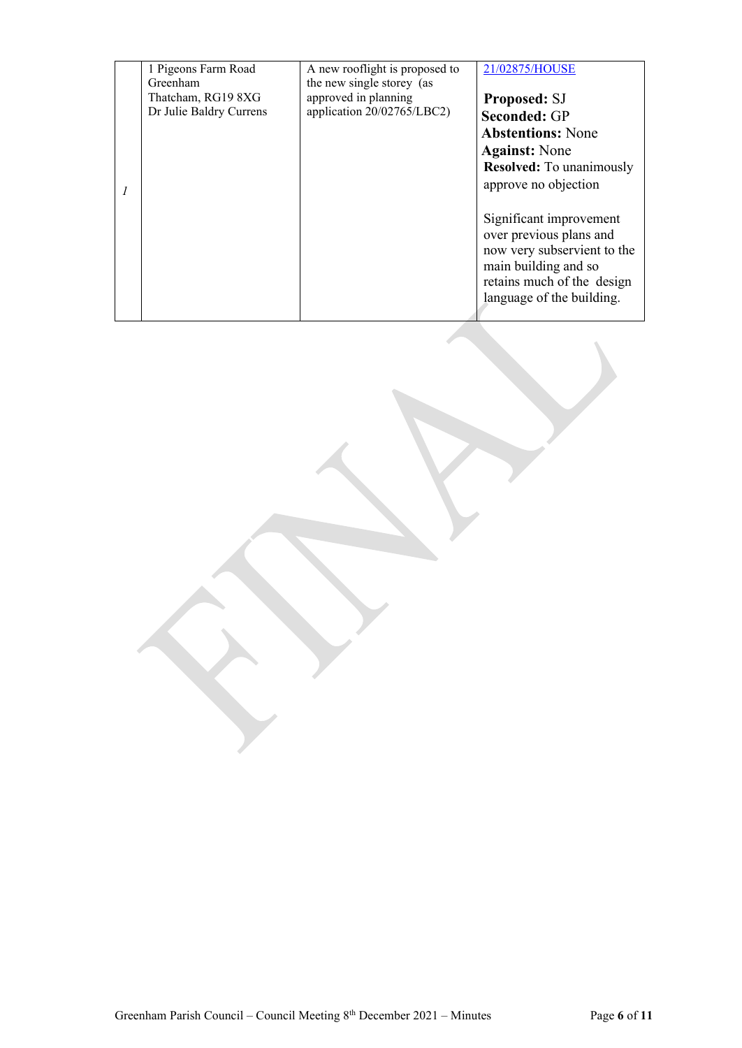| | | | |
|---|---|---|---|
| *1* | 1 Pigeons Farm Road<br>Greenham<br>Thatcham, RG19 8XG<br>Dr Julie Baldry Currens | A new rooflight is proposed to the new single storey (as approved in planning application 20/02765/LBC2) | 21/02875/HOUSE<br><br>**Proposed:** SJ<br>**Seconded:** GP<br>**Abstentions:** None<br>**Against:** None<br>**Resolved:** To unanimously approve no objection<br><br>Significant improvement over previous plans and now very subservient to the main building and so retains much of the design language of the building. |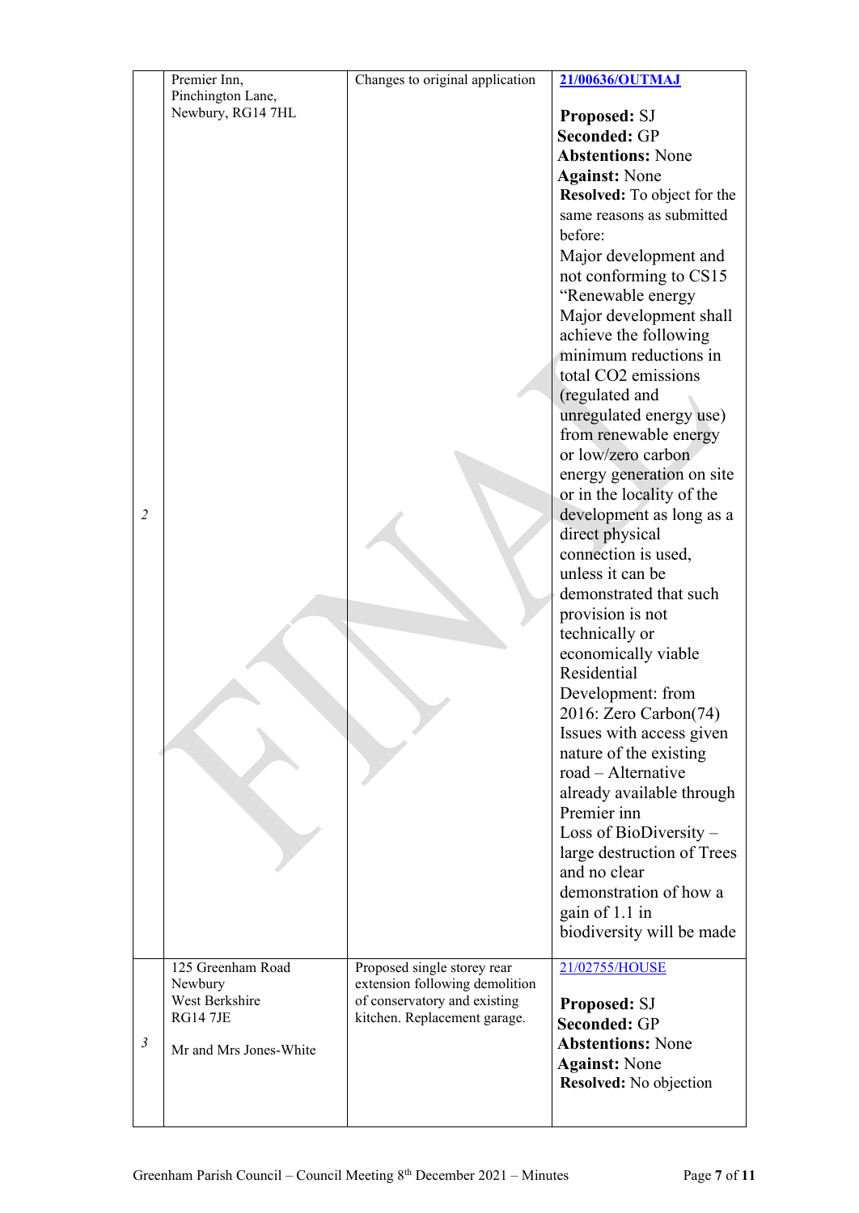| | | | |
|---|---|---|---|
| 2 | Premier Inn,<br>Pinchington Lane,<br>Newbury, RG14 7HL | Changes to original application | **21/00636/OUTMAJ**<br><br>**Proposed:** SJ<br>**Seconded:** GP<br>**Abstentions:** None<br>**Against:** None<br>**Resolved:** To object for the same reasons as submitted before:<br>Major development and not conforming to CS15 "Renewable energy Major development shall achieve the following minimum reductions in total CO2 emissions (regulated and unregulated energy use) from renewable energy or low/zero carbon energy generation on site or in the locality of the development as long as a direct physical connection is used, unless it can be demonstrated that such provision is not technically or economically viable Residential Development: from 2016: Zero Carbon(74)<br>Issues with access given nature of the existing road – Alternative already available through Premier inn<br>Loss of BioDiversity – large destruction of Trees and no clear demonstration of how a gain of 1.1 in biodiversity will be made |
| 3 | 125 Greenham Road<br>Newbury<br>West Berkshire<br>RG14 7JE<br><br>Mr and Mrs Jones-White | Proposed single storey rear extension following demolition of conservatory and existing kitchen. Replacement garage. | 21/02755/HOUSE<br><br>**Proposed:** SJ<br>**Seconded:** GP<br>**Abstentions:** None<br>**Against:** None<br>**Resolved:** No objection |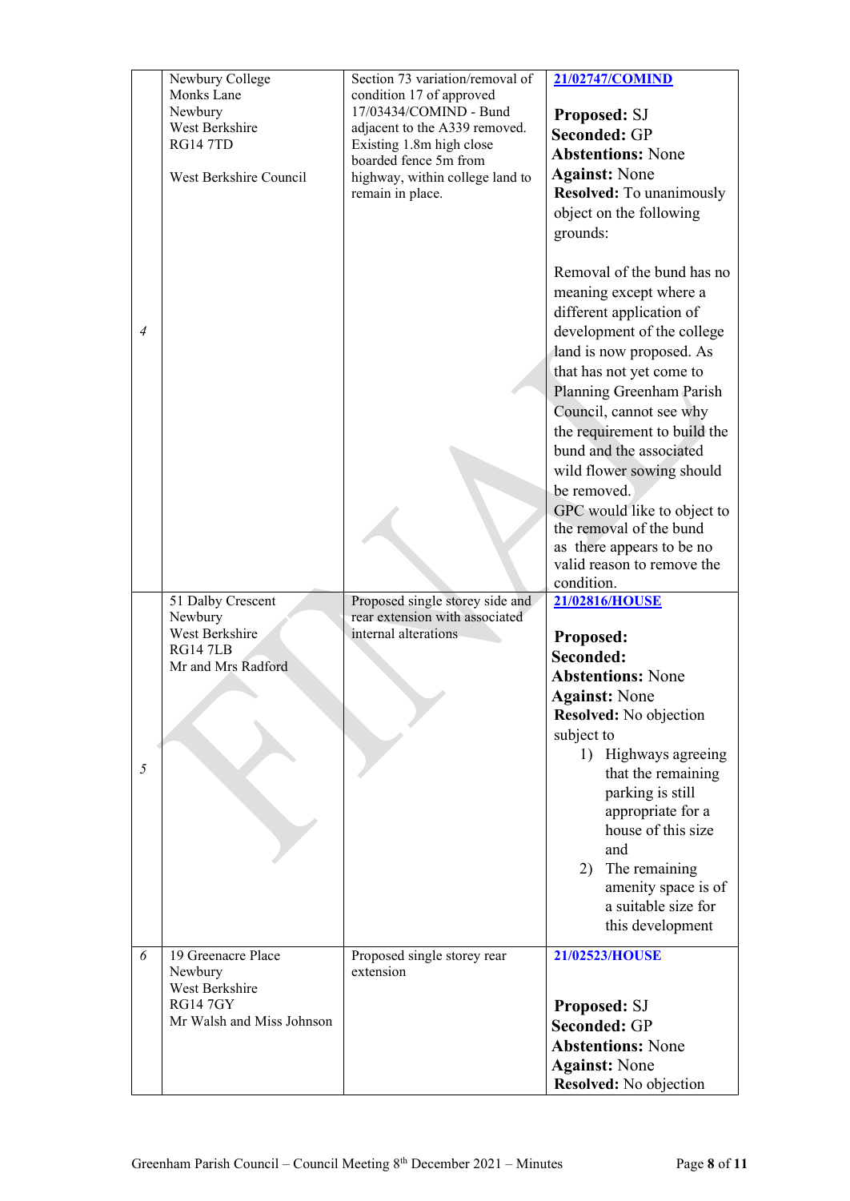| | | | |
|---|---|---|---|
| 4 | Newbury College<br>Monks Lane<br>Newbury<br>West Berkshire<br>RG14 7TD<br><br>West Berkshire Council | Section 73 variation/removal of condition 17 of approved 17/03434/COMIND - Bund adjacent to the A339 removed. Existing 1.8m high close boarded fence 5m from highway, within college land to remain in place. | **21/02747/COMIND**<br><br>**Proposed:** SJ<br>**Seconded:** GP<br>**Abstentions:** None<br>**Against:** None<br>**Resolved:** To unanimously object on the following grounds:<br><br>Removal of the bund has no meaning except where a different application of development of the college land is now proposed. As that has not yet come to Planning Greenham Parish Council, cannot see why the requirement to build the bund and the associated wild flower sowing should be removed.<br>GPC would like to object to the removal of the bund as there appears to be no valid reason to remove the condition. |
| 5 | 51 Dalby Crescent<br>Newbury<br>West Berkshire<br>RG14 7LB<br>Mr and Mrs Radford | Proposed single storey side and rear extension with associated internal alterations | **21/02816/HOUSE**<br><br>**Proposed:**<br>**Seconded:**<br>**Abstentions:** None<br>**Against:** None<br>**Resolved:** No objection subject to<br>1) Highways agreeing that the remaining parking is still appropriate for a house of this size and<br>2) The remaining amenity space is of a suitable size for this development |
| 6 | 19 Greenacre Place<br>Newbury<br>West Berkshire<br>RG14 7GY<br>Mr Walsh and Miss Johnson | Proposed single storey rear extension | **21/02523/HOUSE**<br><br>**Proposed:** SJ<br>**Seconded:** GP<br>**Abstentions:** None<br>**Against:** None<br>**Resolved:** No objection |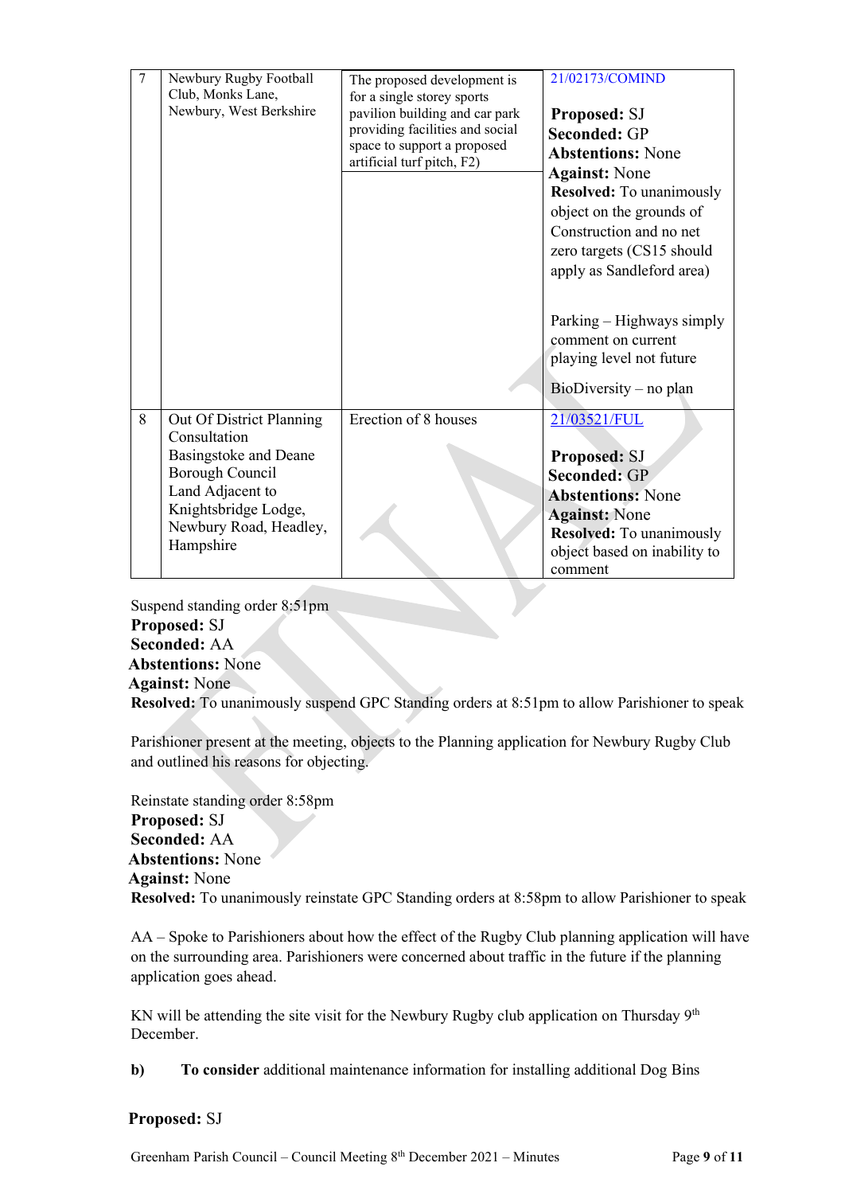| 7 | Newbury Rugby Football Club, Monks Lane, Newbury, West Berkshire | The proposed development is for a single storey sports pavilion building and car park providing facilities and social space to support a proposed artificial turf pitch, F2) | 21/02173/COMIND<br><br>**Proposed:** SJ<br>**Seconded:** GP<br>**Abstentions:** None<br>**Against:** None<br>**Resolved:** To unanimously object on the grounds of Construction and no net zero targets (CS15 should apply as Sandleford area)<br><br>Parking – Highways simply comment on current playing level not future<br><br>BioDiversity – no plan |
|---|---|---|---|
| 8 | Out Of District Planning Consultation Basingstoke and Deane Borough Council Land Adjacent to Knightsbridge Lodge, Newbury Road, Headley, Hampshire | Erection of 8 houses | 21/03521/FUL<br><br>**Proposed:** SJ<br>**Seconded:** GP<br>**Abstentions:** None<br>**Against:** None<br>**Resolved:** To unanimously object based on inability to comment |

Suspend standing order 8:51pm
**Proposed:** SJ
**Seconded:** AA
**Abstentions:** None
**Against:** None
**Resolved:** To unanimously suspend GPC Standing orders at 8:51pm to allow Parishioner to speak

Parishioner present at the meeting, objects to the Planning application for Newbury Rugby Club and outlined his reasons for objecting.

Reinstate standing order 8:58pm
**Proposed:** SJ
**Seconded:** AA
**Abstentions:** None
**Against:** None
**Resolved:** To unanimously reinstate GPC Standing orders at 8:58pm to allow Parishioner to speak

AA – Spoke to Parishioners about how the effect of the Rugby Club planning application will have on the surrounding area. Parishioners were concerned about traffic in the future if the planning application goes ahead.

KN will be attending the site visit for the Newbury Rugby club application on Thursday 9th December.

**b)** **To consider** additional maintenance information for installing additional Dog Bins

**Proposed:** SJ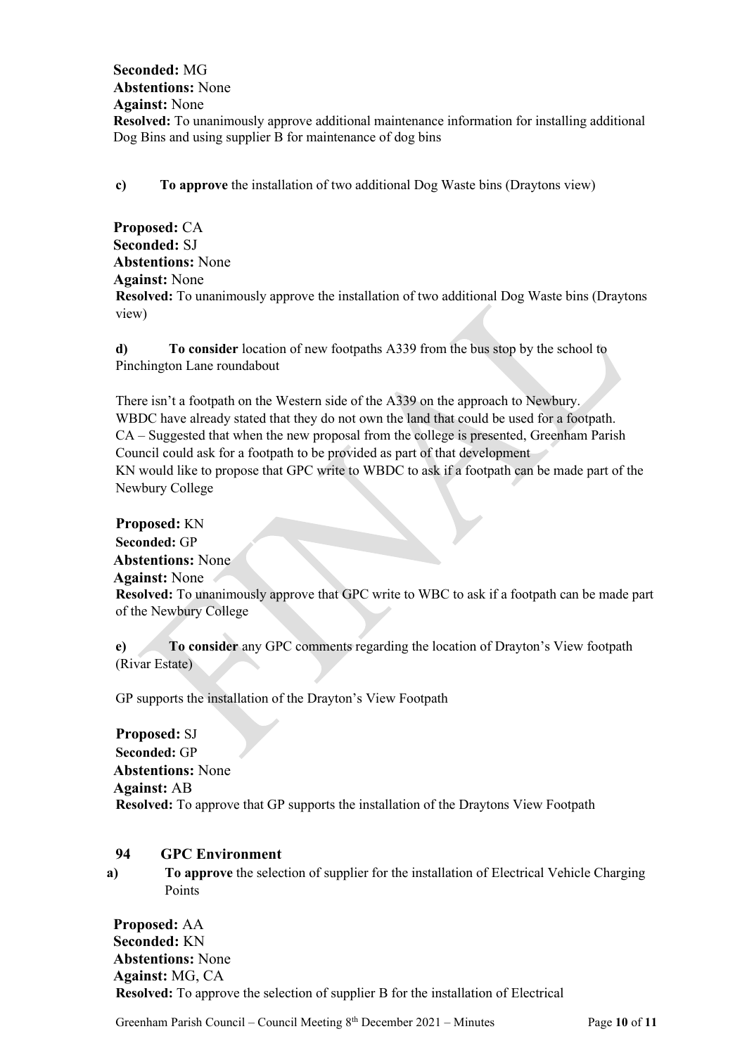**Seconded:** MG
**Abstentions:** None
**Against:** None
**Resolved:** To unanimously approve additional maintenance information for installing additional Dog Bins and using supplier B for maintenance of dog bins

**c) To approve** the installation of two additional Dog Waste bins (Draytons view)

**Proposed:** CA
**Seconded:** SJ
**Abstentions:** None
**Against:** None
**Resolved:** To unanimously approve the installation of two additional Dog Waste bins (Draytons view)

**d) To consider** location of new footpaths A339 from the bus stop by the school to Pinchington Lane roundabout

There isn't a footpath on the Western side of the A339 on the approach to Newbury.
WBDC have already stated that they do not own the land that could be used for a footpath.
CA – Suggested that when the new proposal from the college is presented, Greenham Parish Council could ask for a footpath to be provided as part of that development
KN would like to propose that GPC write to WBDC to ask if a footpath can be made part of the Newbury College

**Proposed:** KN
**Seconded:** GP
**Abstentions:** None
**Against:** None
**Resolved:** To unanimously approve that GPC write to WBC to ask if a footpath can be made part of the Newbury College

**e) To consider** any GPC comments regarding the location of Drayton's View footpath (Rivar Estate)

GP supports the installation of the Drayton's View Footpath

**Proposed:** SJ
**Seconded:** GP
**Abstentions:** None
**Against:** AB
**Resolved:** To approve that GP supports the installation of the Draytons View Footpath

## 94 GPC Environment

**a) To approve** the selection of supplier for the installation of Electrical Vehicle Charging Points

**Proposed:** AA
**Seconded:** KN
**Abstentions:** None
**Against:** MG, CA
**Resolved:** To approve the selection of supplier B for the installation of Electrical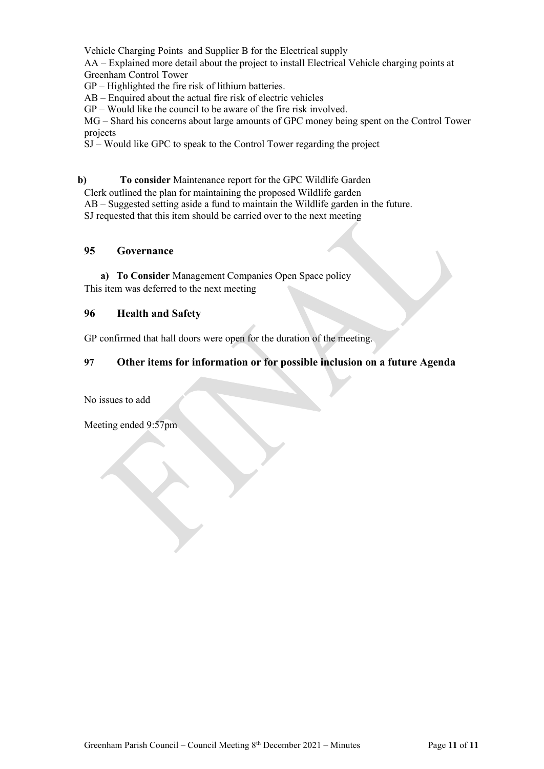Vehicle Charging Points and Supplier B for the Electrical supply

AA – Explained more detail about the project to install Electrical Vehicle charging points at Greenham Control Tower

GP – Highlighted the fire risk of lithium batteries.

AB – Enquired about the actual fire risk of electric vehicles

GP – Would like the council to be aware of the fire risk involved.

MG – Shard his concerns about large amounts of GPC money being spent on the Control Tower projects

SJ – Would like GPC to speak to the Control Tower regarding the project

**b)** **To consider** Maintenance report for the GPC Wildlife Garden

Clerk outlined the plan for maintaining the proposed Wildlife garden

AB – Suggested setting aside a fund to maintain the Wildlife garden in the future.

SJ requested that this item should be carried over to the next meeting

## 95 Governance

**a) To Consider** Management Companies Open Space policy

This item was deferred to the next meeting

## 96 Health and Safety

GP confirmed that hall doors were open for the duration of the meeting.

## 97 Other items for information or for possible inclusion on a future Agenda

No issues to add

Meeting ended 9:57pm